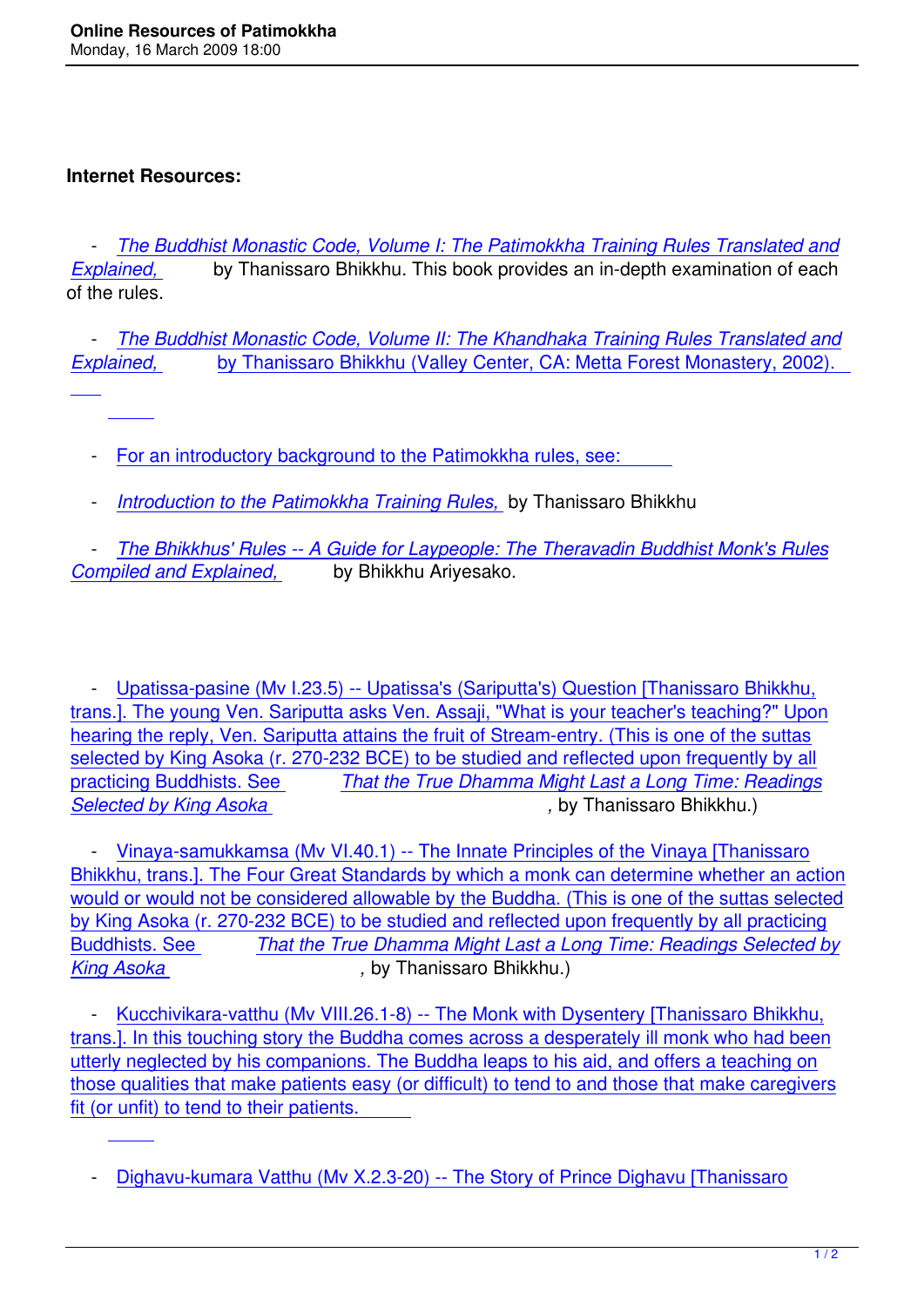**Internet Resources:**

- *The Buddhist Monastic Code, Volume I: The Patimokkha Training Rules Translated and Explained,* by Thanissaro Bhikkhu. This book provides an in-depth examination of each of the rules.

- *The Buddhist Monastic Code, Volume II: The Khandhaka Training Rules Translated and Explained,* by Thanissaro Bhikkhu (Valley Center, CA: Metta Forest Monastery, 2002).

- For an introductory background to the Patimokkha rules, see:

- *Introduction to the Patimokkha Training Rules,* by Thanissaro Bhikkhu

- *The Bhikkhus' Rules -- A Guide for Laypeople: The Theravadin Buddhist Monk's Rules Compiled and Explained,* by Bhikkhu Ariyesako.

- Upatissa-pasine (Mv I.23.5) -- Upatissa's (Sariputta's) Question [Thanissaro Bhikkhu, trans.]. The young Ven. Sariputta asks Ven. Assaji, "What is your teacher's teaching?" Upon hearing the reply, Ven. Sariputta attains the fruit of Stream-entry. (This is one of the suttas selected by King Asoka (r. 270-232 BCE) to be studied and reflected upon frequently by all practicing Buddhists. See *That the True Dhamma Might Last a Long Time: Readings Selected by King Asoka*, by Thanissaro Bhikkhu.)

- Vinaya-samukkamsa (Mv VI.40.1) -- The Innate Principles of the Vinaya [Thanissaro Bhikkhu, trans.]. The Four Great Standards by which a monk can determine whether an action would or would not be considered allowable by the Buddha. (This is one of the suttas selected by King Asoka (r. 270-232 BCE) to be studied and reflected upon frequently by all practicing Buddhists. See *That the True Dhamma Might Last a Long Time: Readings Selected by King Asoka*, by Thanissaro Bhikkhu.)

- Kucchivikara-vatthu (Mv VIII.26.1-8) -- The Monk with Dysentery [Thanissaro Bhikkhu, trans.]. In this touching story the Buddha comes across a desperately ill monk who had been utterly neglected by his companions. The Buddha leaps to his aid, and offers a teaching on those qualities that make patients easy (or difficult) to tend to and those that make caregivers fit (or unfit) to tend to their patients.

- Dighavu-kumara Vatthu (Mv X.2.3-20) -- The Story of Prince Dighavu [Thanissaro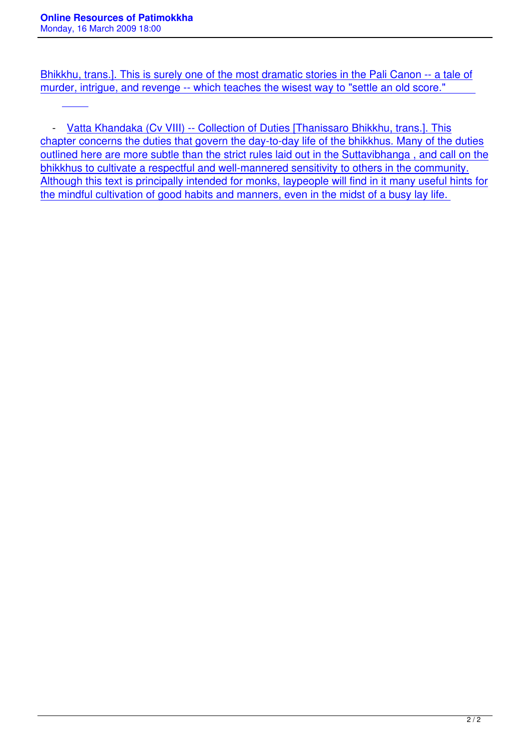Bhikkhu, trans.]. This is surely one of the most dramatic stories in the Pali Canon -- a tale of murder, intrigue, and revenge -- which teaches the wisest way to "settle an old score."

- Vatta Khandaka (Cv VIII) -- Collection of Duties [Thanissaro Bhikkhu, trans.]. This chapter concerns the duties that govern the day-to-day life of the bhikkhus. Many of the duties outlined here are more subtle than the strict rules laid out in the Suttavibhanga , and call on the bhikkhus to cultivate a respectful and well-mannered sensitivity to others in the community. Although this text is principally intended for monks, laypeople will find in it many useful hints for the mindful cultivation of good habits and manners, even in the midst of a busy lay life.